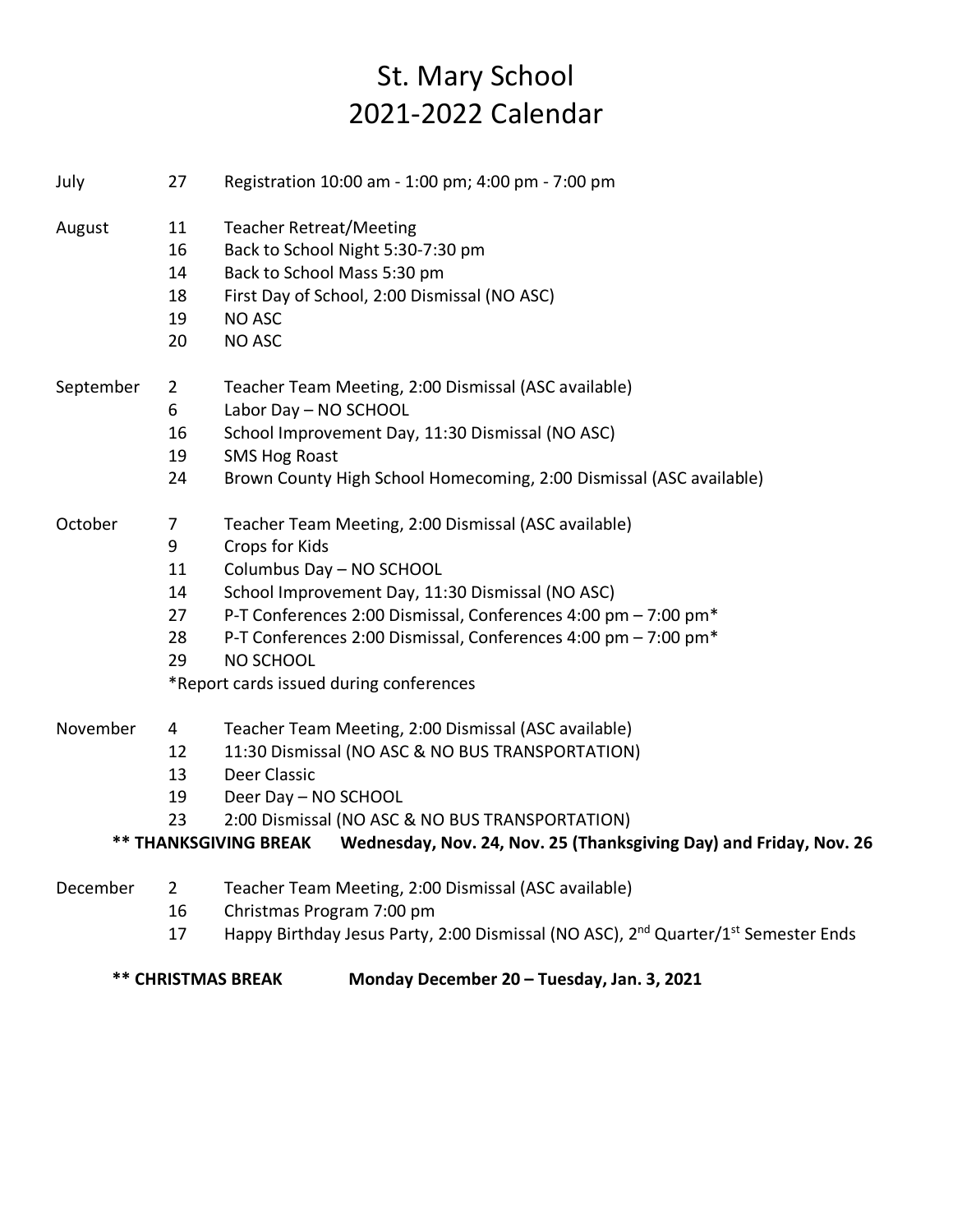# St. Mary School
# 2021-2022 Calendar

| | | |
|---|---|---|
| July | 27 | Registration 10:00 am - 1:00 pm; 4:00 pm - 7:00 pm |
| August | 11 | Teacher Retreat/Meeting |
| | 16 | Back to School Night 5:30-7:30 pm |
| | 14 | Back to School Mass 5:30 pm |
| | 18 | First Day of School, 2:00 Dismissal (NO ASC) |
| | 19 | NO ASC |
| | 20 | NO ASC |
| September | 2 | Teacher Team Meeting, 2:00 Dismissal (ASC available) |
| | 6 | Labor Day – NO SCHOOL |
| | 16 | School Improvement Day, 11:30 Dismissal (NO ASC) |
| | 19 | SMS Hog Roast |
| | 24 | Brown County High School Homecoming, 2:00 Dismissal (ASC available) |
| October | 7 | Teacher Team Meeting, 2:00 Dismissal (ASC available) |
| | 9 | Crops for Kids |
| | 11 | Columbus Day – NO SCHOOL |
| | 14 | School Improvement Day, 11:30 Dismissal (NO ASC) |
| | 27 | P-T Conferences 2:00 Dismissal, Conferences 4:00 pm – 7:00 pm* |
| | 28 | P-T Conferences 2:00 Dismissal, Conferences 4:00 pm – 7:00 pm* |
| | 29 | NO SCHOOL |
| | | *Report cards issued during conferences |
| November | 4 | Teacher Team Meeting, 2:00 Dismissal (ASC available) |
| | 12 | 11:30 Dismissal (NO ASC & NO BUS TRANSPORTATION) |
| | 13 | Deer Classic |
| | 19 | Deer Day – NO SCHOOL |
| | 23 | 2:00 Dismissal (NO ASC & NO BUS TRANSPORTATION) |

**** THANKSGIVING BREAK Wednesday, Nov. 24, Nov. 25 (Thanksgiving Day) and Friday, Nov. 26**

| | | |
|---|---|---|
| December | 2 | Teacher Team Meeting, 2:00 Dismissal (ASC available) |
| | 16 | Christmas Program 7:00 pm |
| | 17 | Happy Birthday Jesus Party, 2:00 Dismissal (NO ASC), 2nd Quarter/1st Semester Ends |

**** CHRISTMAS BREAK Monday December 20 – Tuesday, Jan. 3, 2021**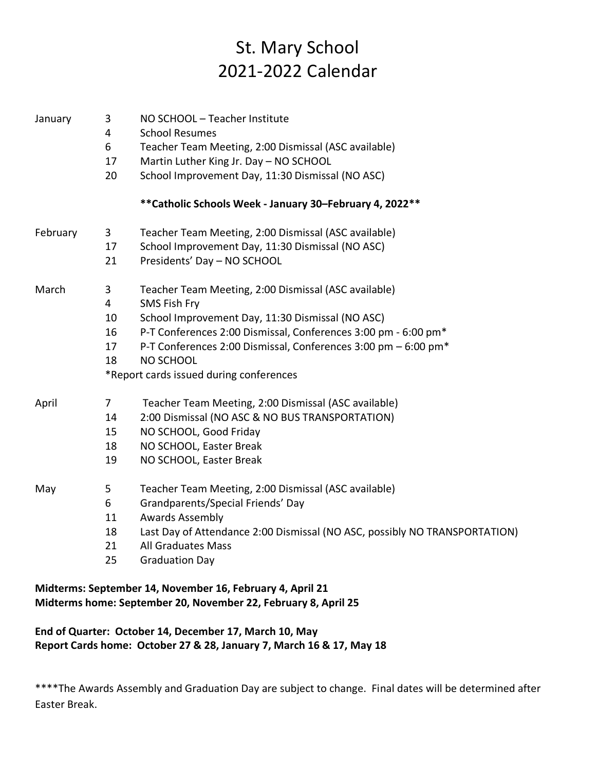# St. Mary School
# 2021-2022 Calendar

| | | |
|---|---|---|
| January | 3 | NO SCHOOL – Teacher Institute |
| | 4 | School Resumes |
| | 6 | Teacher Team Meeting, 2:00 Dismissal (ASC available) |
| | 17 | Martin Luther King Jr. Day – NO SCHOOL |
| | 20 | School Improvement Day, 11:30 Dismissal (NO ASC) |
| | | **\*\*Catholic Schools Week - January 30–February 4, 2022\*\*** |
| February | 3 | Teacher Team Meeting, 2:00 Dismissal (ASC available) |
| | 17 | School Improvement Day, 11:30 Dismissal (NO ASC) |
| | 21 | Presidents' Day – NO SCHOOL |
| March | 3 | Teacher Team Meeting, 2:00 Dismissal (ASC available) |
| | 4 | SMS Fish Fry |
| | 10 | School Improvement Day, 11:30 Dismissal (NO ASC) |
| | 16 | P-T Conferences 2:00 Dismissal, Conferences 3:00 pm - 6:00 pm* |
| | 17 | P-T Conferences 2:00 Dismissal, Conferences 3:00 pm – 6:00 pm* |
| | 18 | NO SCHOOL |
| | | *Report cards issued during conferences |
| April | 7 | Teacher Team Meeting, 2:00 Dismissal (ASC available) |
| | 14 | 2:00 Dismissal (NO ASC & NO BUS TRANSPORTATION) |
| | 15 | NO SCHOOL, Good Friday |
| | 18 | NO SCHOOL, Easter Break |
| | 19 | NO SCHOOL, Easter Break |
| May | 5 | Teacher Team Meeting, 2:00 Dismissal (ASC available) |
| | 6 | Grandparents/Special Friends' Day |
| | 11 | Awards Assembly |
| | 18 | Last Day of Attendance 2:00 Dismissal (NO ASC, possibly NO TRANSPORTATION) |
| | 21 | All Graduates Mass |
| | 25 | Graduation Day |

**Midterms: September 14, November 16, February 4, April 21**
**Midterms home: September 20, November 22, February 8, April 25**

**End of Quarter: October 14, December 17, March 10, May**
**Report Cards home: October 27 & 28, January 7, March 16 & 17, May 18**

****The Awards Assembly and Graduation Day are subject to change. Final dates will be determined after Easter Break.